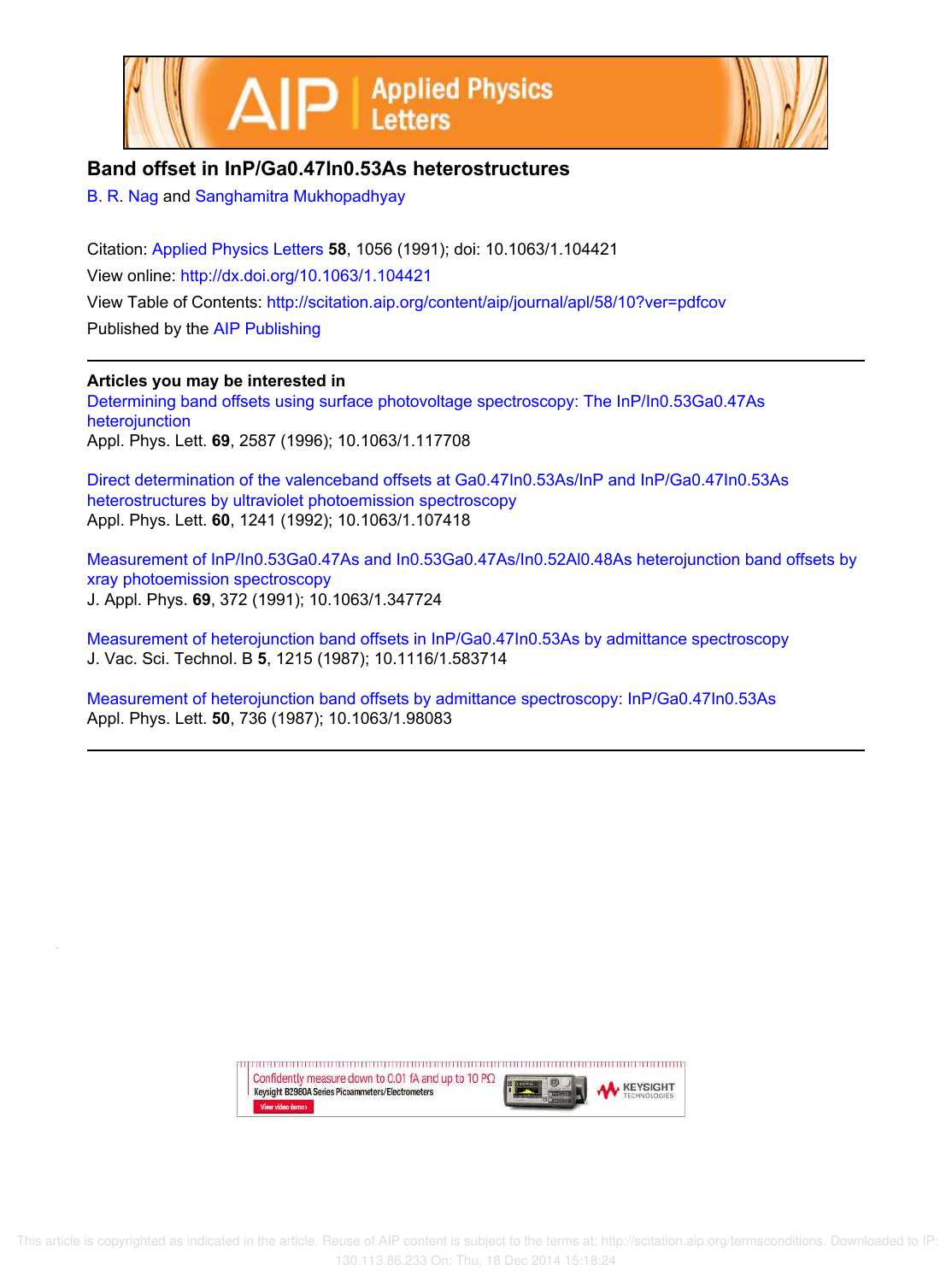# Band offset in InP/Ga0.47In0.53As heterostructures

B. R. Nag and Sanghamitra Mukhopadhyay

Citation: Applied Physics Letters **58**, 1056 (1991); doi: 10.1063/1.104421

View online: http://dx.doi.org/10.1063/1.104421

View Table of Contents: http://scitation.aip.org/content/aip/journal/apl/58/10?ver=pdfcov

Published by the AIP Publishing

---

## Articles you may be interested in

Determining band offsets using surface photovoltage spectroscopy: The InP/In0.53Ga0.47As heterojunction
Appl. Phys. Lett. **69**, 2587 (1996); 10.1063/1.117708

Direct determination of the valenceband offsets at Ga0.47In0.53As/InP and InP/Ga0.47In0.53As heterostructures by ultraviolet photoemission spectroscopy
Appl. Phys. Lett. **60**, 1241 (1992); 10.1063/1.107418

Measurement of InP/In0.53Ga0.47As and In0.53Ga0.47As/In0.52Al0.48As heterojunction band offsets by xray photoemission spectroscopy
J. Appl. Phys. **69**, 372 (1991); 10.1063/1.347724

Measurement of heterojunction band offsets in InP/Ga0.47In0.53As by admittance spectroscopy
J. Vac. Sci. Technol. B **5**, 1215 (1987); 10.1116/1.583714

Measurement of heterojunction band offsets by admittance spectroscopy: InP/Ga0.47In0.53As
Appl. Phys. Lett. **50**, 736 (1987); 10.1063/1.98083

---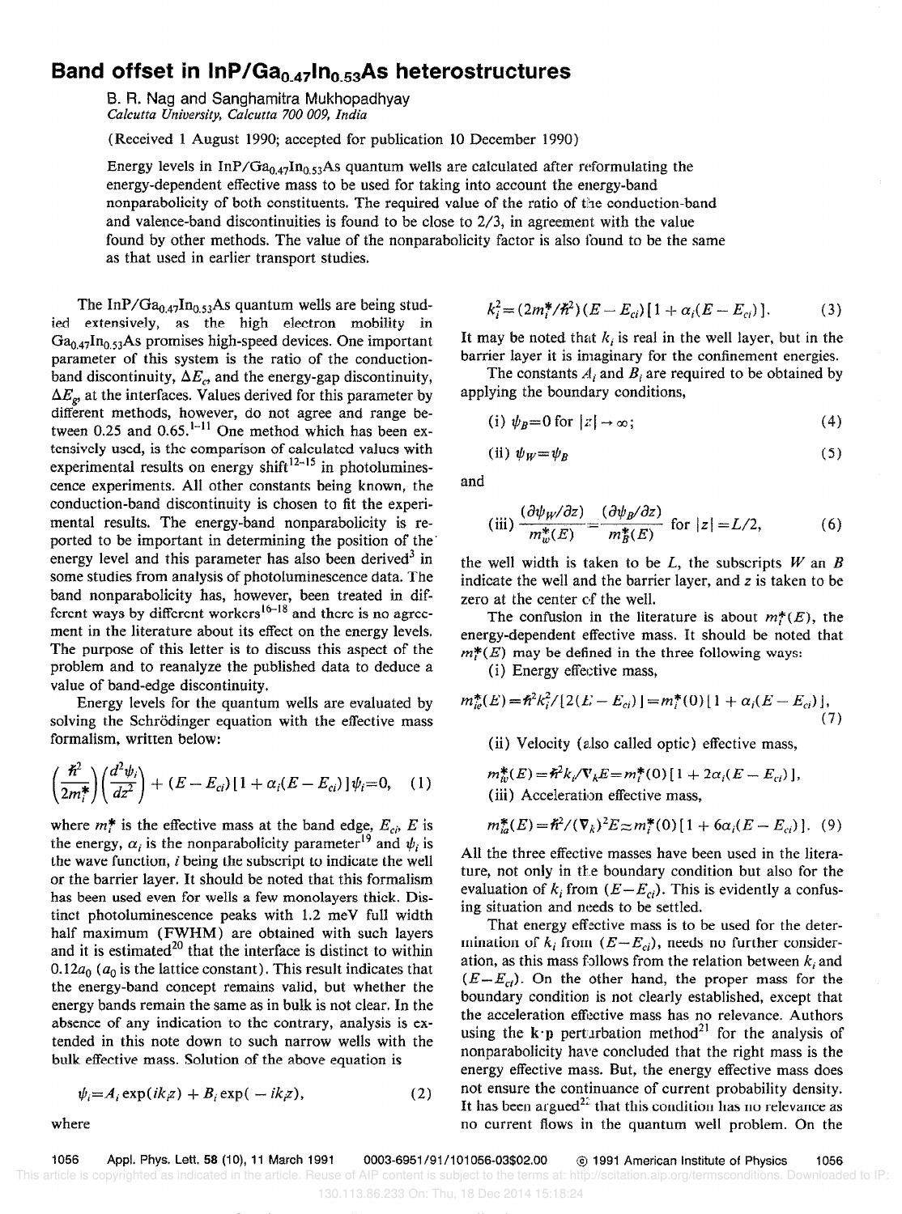# Band offset in InP/Ga$_{0.47}$In$_{0.53}$As heterostructures

B. R. Nag and Sanghamitra Mukhopadhyay
*Calcutta University, Calcutta 700 009, India*

(Received 1 August 1990; accepted for publication 10 December 1990)

Energy levels in InP/Ga$_{0.47}$In$_{0.53}$As quantum wells are calculated after reformulating the energy-dependent effective mass to be used for taking into account the energy-band nonparabolicity of both constituents. The required value of the ratio of the conduction-band and valence-band discontinuities is found to be close to 2/3, in agreement with the value found by other methods. The value of the nonparabolicity factor is also found to be the same as that used in earlier transport studies.

The InP/Ga$_{0.47}$In$_{0.53}$As quantum wells are being studied extensively, as the high electron mobility in Ga$_{0.47}$In$_{0.53}$As promises high-speed devices. One important parameter of this system is the ratio of the conduction-band discontinuity, $\Delta E_c$, and the energy-gap discontinuity, $\Delta E_g$, at the interfaces. Values derived for this parameter by different methods, however, do not agree and range between 0.25 and 0.65.[1-11] One method which has been extensively used, is the comparison of calculated values with experimental results on energy shift[12-15] in photoluminescence experiments. All other constants being known, the conduction-band discontinuity is chosen to fit the experimental results. The energy-band nonparabolicity is reported to be important in determining the position of the energy level and this parameter has also been derived[3] in some studies from analysis of photoluminescence data. The band nonparabolicity has, however, been treated in different ways by different workers[16-18] and there is no agreement in the literature about its effect on the energy levels. The purpose of this letter is to discuss this aspect of the problem and to reanalyze the published data to deduce a value of band-edge discontinuity.

Energy levels for the quantum wells are evaluated by solving the Schrödinger equation with the effective mass formalism, written below:

$$\left(\frac{\hbar^2}{2m_i^*}\right)\left(\frac{d^2\psi_i}{dz^2}\right) + (E - E_{ci})[1 + \alpha_i(E - E_{ci})]\psi_i = 0, \quad (1)$$

where $m_i^*$ is the effective mass at the band edge, $E_{ci}$, $E$ is the energy, $\alpha_i$ is the nonparabolicity parameter[19] and $\psi_i$ is the wave function, $i$ being the subscript to indicate the well or the barrier layer. It should be noted that this formalism has been used even for wells a few monolayers thick. Distinct photoluminescence peaks with 1.2 meV full width half maximum (FWHM) are obtained with such layers and it is estimated[20] that the interface is distinct to within $0.12a_0$ ($a_0$ is the lattice constant). This result indicates that the energy-band concept remains valid, but whether the energy bands remain the same as in bulk is not clear. In the absence of any indication to the contrary, analysis is extended in this note down to such narrow wells with the bulk effective mass. Solution of the above equation is

$$\psi_i = A_i \exp(ik_i z) + B_i \exp(-ik_i z), \quad (2)$$

where

$$k_i^2 = (2m_i^*/\hbar^2)(E - E_{ci})[1 + \alpha_i(E - E_{ci})]. \quad (3)$$

It may be noted that $k_i$ is real in the well layer, but in the barrier layer it is imaginary for the confinement energies.

The constants $A_i$ and $B_i$ are required to be obtained by applying the boundary conditions,

$$\text{(i) } \psi_B = 0 \text{ for } |z| \to \infty; \quad (4)$$

$$\text{(ii) } \psi_W = \psi_B \quad (5)$$

and

$$\text{(iii) } \frac{(\partial\psi_W/\partial z)}{m_w^*(E)} = \frac{(\partial\psi_B/\partial z)}{m_B^*(E)} \text{ for } |z| = L/2, \quad (6)$$

the well width is taken to be $L$, the subscripts $W$ an $B$ indicate the well and the barrier layer, and $z$ is taken to be zero at the center of the well.

The confusion in the literature is about $m_i^*(E)$, the energy-dependent effective mass. It should be noted that $m_i^*(E)$ may be defined in the three following ways:

(i) Energy effective mass,

$$m_{ie}^*(E) = \hbar^2 k_i^2 / [2(E - E_{ci})] = m_i^*(0)[1 + \alpha_i(E - E_{ci})], \quad (7)$$

(ii) Velocity (also called optic) effective mass,

$$m_{iv}^*(E) = \hbar^2 k_i / \nabla_k E = m_i^*(0)[1 + 2\alpha_i(E - E_{ci})],$$

(iii) Acceleration effective mass,

$$m_{ia}^*(E) = \hbar^2 / (\nabla_k)^2 E \simeq m_i^*(0)[1 + 6\alpha_i(E - E_{ci})]. \quad (9)$$

All the three effective masses have been used in the literature, not only in the boundary condition but also for the evaluation of $k_i$ from $(E - E_{ci})$. This is evidently a confusing situation and needs to be settled.

That energy effective mass is to be used for the determination of $k_i$ from $(E - E_{ci})$, needs no further consideration, as this mass follows from the relation between $k_i$ and $(E - E_{ci})$. On the other hand, the proper mass for the boundary condition is not clearly established, except that the acceleration effective mass has no relevance. Authors using the $\mathbf{k}\cdot\mathbf{p}$ perturbation method[21] for the analysis of nonparabolicity have concluded that the right mass is the energy effective mass. But, the energy effective mass does not ensure the continuance of current probability density. It has been argued[22] that this condition has no relevance as no current flows in the quantum well problem. On the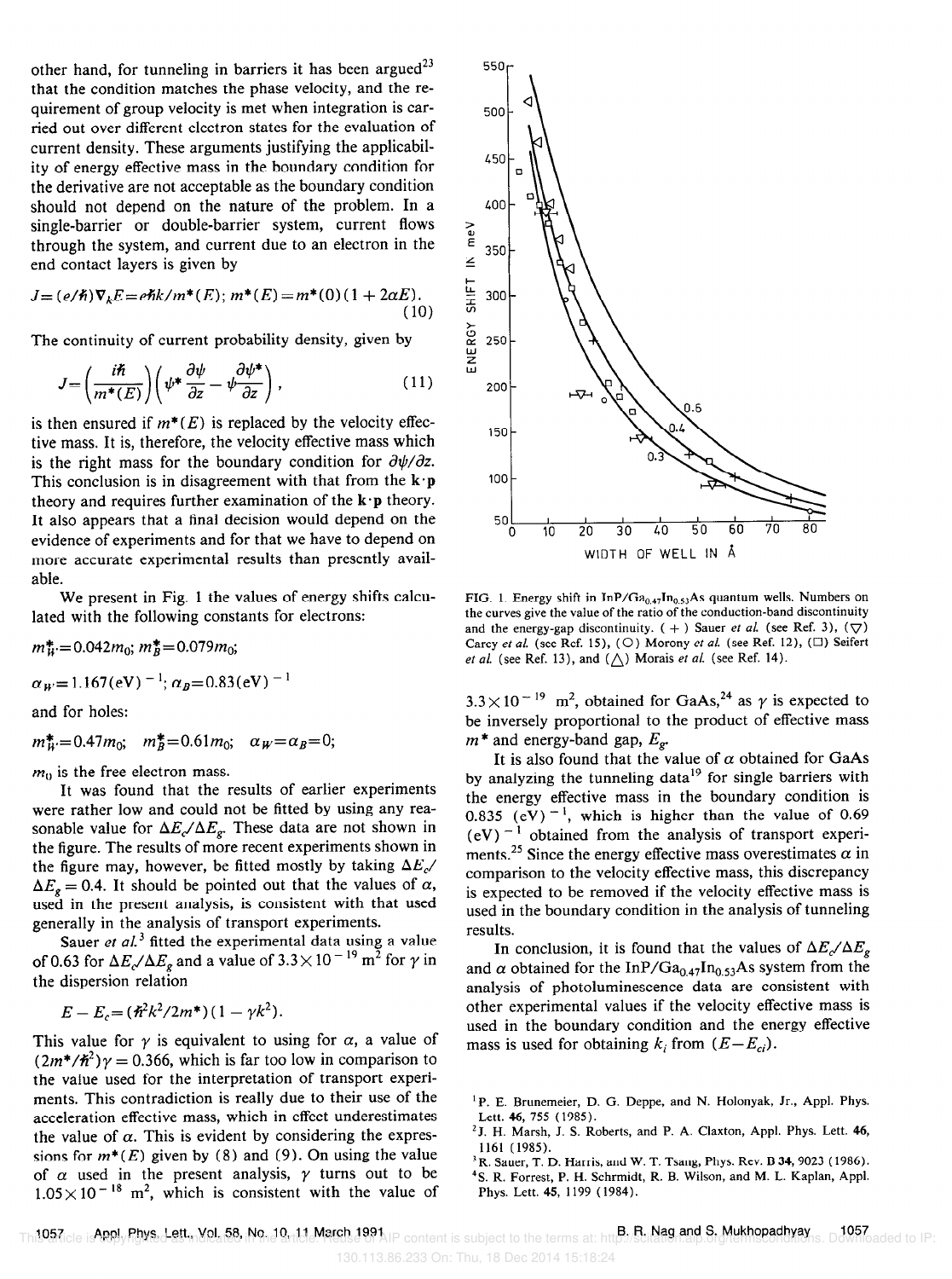other hand, for tunneling in barriers it has been argued[23] that the condition matches the phase velocity, and the requirement of group velocity is met when integration is carried out over different electron states for the evaluation of current density. These arguments justifying the applicability of energy effective mass in the boundary condition for the derivative are not acceptable as the boundary condition should not depend on the nature of the problem. In a single-barrier or double-barrier system, current flows through the system, and current due to an electron in the end contact layers is given by

$$J=(e/\hbar)\nabla_k E = e\hbar k/m^*(E);\ m^*(E)=m^*(0)(1+2\alpha E). \tag{10}$$

The continuity of current probability density, given by

$$J=\left(\frac{i\hbar}{m^*(E)}\right)\left(\psi^*\frac{\partial\psi}{\partial z}-\psi\frac{\partial\psi^*}{\partial z}\right), \tag{11}$$

is then ensured if $m^*(E)$ is replaced by the velocity effective mass. It is, therefore, the velocity effective mass which is the right mass for the boundary condition for $\partial\psi/\partial z$. This conclusion is in disagreement with that from the $\mathbf{k}\cdot\mathbf{p}$ theory and requires further examination of the $\mathbf{k}\cdot\mathbf{p}$ theory. It also appears that a final decision would depend on the evidence of experiments and for that we have to depend on more accurate experimental results than presently available.

We present in Fig. 1 the values of energy shifts calculated with the following constants for electrons:

$m_W^* = 0.042m_0$; $m_B^* = 0.079m_0$;

$\alpha_W = 1.167(\text{eV})^{-1}$; $\alpha_B = 0.83(\text{eV})^{-1}$

and for holes:

$m_W^* = 0.47m_0$; $m_B^* = 0.61m_0$; $\alpha_W = \alpha_B = 0$;

$m_0$ is the free electron mass.

It was found that the results of earlier experiments were rather low and could not be fitted by using any reasonable value for $\Delta E_c/\Delta E_g$. These data are not shown in the figure. The results of more recent experiments shown in the figure may, however, be fitted mostly by taking $\Delta E_c/\Delta E_g = 0.4$. It should be pointed out that the values of $\alpha$, used in the present analysis, is consistent with that used generally in the analysis of transport experiments.

Sauer *et al.*[3] fitted the experimental data using a value of 0.63 for $\Delta E_c/\Delta E_g$ and a value of $3.3\times10^{-19}$ m$^2$ for $\gamma$ in the dispersion relation

$$E - E_c = (\hbar^2k^2/2m^*)(1-\gamma k^2).$$

This value for $\gamma$ is equivalent to using for $\alpha$, a value of $(2m^*/\hbar^2)\gamma = 0.366$, which is far too low in comparison to the value used for the interpretation of transport experiments. This contradiction is really due to their use of the acceleration effective mass, which in effect underestimates the value of $\alpha$. This is evident by considering the expressions for $m^*(E)$ given by (8) and (9). On using the value of $\alpha$ used in the present analysis, $\gamma$ turns out to be $1.05\times10^{-18}$ m$^2$, which is consistent with the value of $3.3\times10^{-19}$ m$^2$, obtained for GaAs,[24] as $\gamma$ is expected to be inversely proportional to the product of effective mass $m^*$ and energy-band gap, $E_g$.

FIG. 1. Energy shift in InP/$Ga_{0.47}In_{0.53}As$ quantum wells. Numbers on the curves give the value of the ratio of the conduction-band discontinuity and the energy-gap discontinuity. (+) Sauer *et al.* (see Ref. 3), (▽) Carcy *et al.* (see Ref. 15), (○) Morony *et al.* (see Ref. 12), (□) Seifert *et al.* (see Ref. 13), and (△) Morais *et al.* (see Ref. 14).

It is also found that the value of $\alpha$ obtained for GaAs by analyzing the tunneling data[19] for single barriers with the energy effective mass in the boundary condition is $0.835\ (\text{eV})^{-1}$, which is higher than the value of $0.69\ (\text{eV})^{-1}$ obtained from the analysis of transport experiments.[25] Since the energy effective mass overestimates $\alpha$ in comparison to the velocity effective mass, this discrepancy is expected to be removed if the velocity effective mass is used in the boundary condition in the analysis of tunneling results.

In conclusion, it is found that the values of $\Delta E_c/\Delta E_g$ and $\alpha$ obtained for the InP/$Ga_{0.47}In_{0.53}As$ system from the analysis of photoluminescence data are consistent with other experimental values if the velocity effective mass is used in the boundary condition and the energy effective mass is used for obtaining $k_i$ from $(E-E_{ci})$.

[1] P. E. Brunemeier, D. G. Deppe, and N. Holonyak, Jr., Appl. Phys. Lett. **46**, 755 (1985).
[2] J. H. Marsh, J. S. Roberts, and P. A. Claxton, Appl. Phys. Lett. **46**, 1161 (1985).
[3] R. Sauer, T. D. Harris, and W. T. Tsang, Phys. Rev. B **34**, 9023 (1986).
[4] S. R. Forrest, P. H. Schrmidt, R. B. Wilson, and M. L. Kaplan, Appl. Phys. Lett. **45**, 1199 (1984).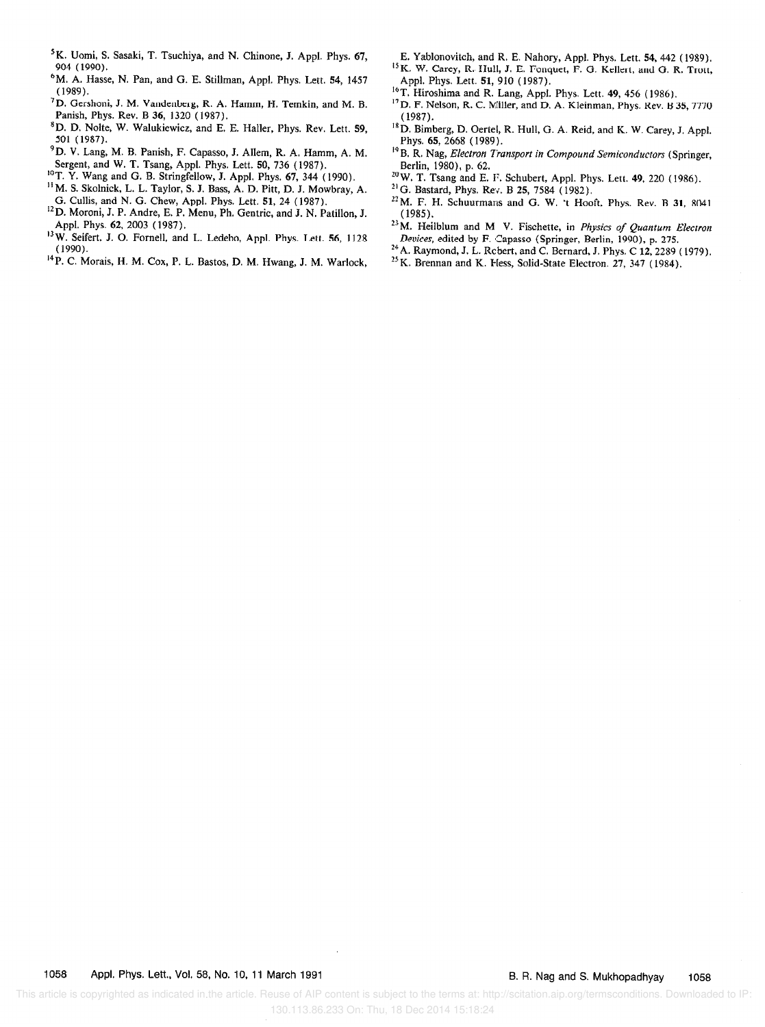[5]K. Uomi, S. Sasaki, T. Tsuchiya, and N. Chinone, J. Appl. Phys. **67**, 904 (1990).

[6]M. A. Hasse, N. Pan, and G. E. Stillman, Appl. Phys. Lett. **54**, 1457 (1989).

[7]D. Gershoni, J. M. Vandenberg, R. A. Hamm, H. Temkin, and M. B. Panish, Phys. Rev. B **36**, 1320 (1987).

[8]D. D. Nolte, W. Walukiewicz, and E. E. Haller, Phys. Rev. Lett. **59**, 501 (1987).

[9]D. V. Lang, M. B. Panish, F. Capasso, J. Allem, R. A. Hamm, A. M. Sergent, and W. T. Tsang, Appl. Phys. Lett. **50**, 736 (1987).

[10]T. Y. Wang and G. B. Stringfellow, J. Appl. Phys. **67**, 344 (1990).

[11]M. S. Skolnick, L. L. Taylor, S. J. Bass, A. D. Pitt, D. J. Mowbray, A. G. Cullis, and N. G. Chew, Appl. Phys. Lett. **51**, 24 (1987).

[12]D. Moroni, J. P. Andre, E. P. Menu, Ph. Gentric, and J. N. Patillon, J. Appl. Phys. **62**, 2003 (1987).

[13]W. Seifert, J. O. Fornell, and L. Ledebo, Appl. Phys. Lett. **56**, 1128 (1990).

[14]P. C. Morais, H. M. Cox, P. L. Bastos, D. M. Hwang, J. M. Warlock, E. Yablonovitch, and R. E. Nahory, Appl. Phys. Lett. **54**, 442 (1989).

[15]K. W. Carey, R. Hull, J. E. Fonquet, F. G. Kellert, and G. R. Trott, Appl. Phys. Lett. **51**, 910 (1987).

[16]T. Hiroshima and R. Lang, Appl. Phys. Lett. **49**, 456 (1986).

[17]D. F. Nelson, R. C. Miller, and D. A. Kleinman, Phys. Rev. B **35**, 7770 (1987).

[18]D. Bimberg, D. Oertel, R. Hull, G. A. Reid, and K. W. Carey, J. Appl. Phys. **65**, 2668 (1989).

[19]B. R. Nag, *Electron Transport in Compound Semiconductors* (Springer, Berlin, 1980), p. 62.

[20]W. T. Tsang and E. F. Schubert, Appl. Phys. Lett. **49**, 220 (1986).

[21]G. Bastard, Phys. Rev. B **25**, 7584 (1982).

[22]M. F. H. Schuurmans and G. W. 't Hooft, Phys. Rev. B **31**, 8041 (1985).

[23]M. Heilblum and M. V. Fischette, in *Physics of Quantum Electron Devices*, edited by F. Capasso (Springer, Berlin, 1990), p. 275.

[24]A. Raymond, J. L. Robert, and C. Bernard, J. Phys. C **12**, 2289 (1979).

[25]K. Brennan and K. Hess, Solid-State Electron. 27, 347 (1984).